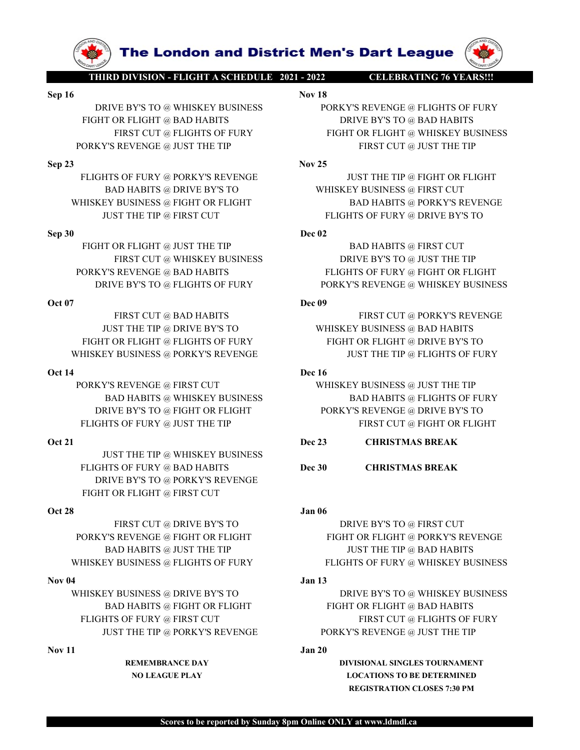# The London and District Men's Dart League

**THIRD DIVISION - FLIGHT A SCHEDULE 2021 - 2022** **CELEBRATING 76 YEARS!!!**

**Sep 16**

DRIVE BY'S TO @ WHISKEY BUSINESS
FIGHT OR FLIGHT @ BAD HABITS
FIRST CUT @ FLIGHTS OF FURY
PORKY'S REVENGE @ JUST THE TIP

**Sep 23**

FLIGHTS OF FURY @ PORKY'S REVENGE
BAD HABITS @ DRIVE BY'S TO
WHISKEY BUSINESS @ FIGHT OR FLIGHT
JUST THE TIP @ FIRST CUT

**Sep 30**

FIGHT OR FLIGHT @ JUST THE TIP
FIRST CUT @ WHISKEY BUSINESS
PORKY'S REVENGE @ BAD HABITS
DRIVE BY'S TO @ FLIGHTS OF FURY

**Oct 07**

FIRST CUT @ BAD HABITS
JUST THE TIP @ DRIVE BY'S TO
FIGHT OR FLIGHT @ FLIGHTS OF FURY
WHISKEY BUSINESS @ PORKY'S REVENGE

**Oct 14**

PORKY'S REVENGE @ FIRST CUT
BAD HABITS @ WHISKEY BUSINESS
DRIVE BY'S TO @ FIGHT OR FLIGHT
FLIGHTS OF FURY @ JUST THE TIP

**Oct 21**

JUST THE TIP @ WHISKEY BUSINESS
FLIGHTS OF FURY @ BAD HABITS
DRIVE BY'S TO @ PORKY'S REVENGE
FIGHT OR FLIGHT @ FIRST CUT

**Oct 28**

FIRST CUT @ DRIVE BY'S TO
PORKY'S REVENGE @ FIGHT OR FLIGHT
BAD HABITS @ JUST THE TIP
WHISKEY BUSINESS @ FLIGHTS OF FURY

**Nov 04**

WHISKEY BUSINESS @ DRIVE BY'S TO
BAD HABITS @ FIGHT OR FLIGHT
FLIGHTS OF FURY @ FIRST CUT
JUST THE TIP @ PORKY'S REVENGE

**Nov 11**

**REMEMBRANCE DAY**
**NO LEAGUE PLAY**

**Nov 18**

PORKY'S REVENGE @ FLIGHTS OF FURY
DRIVE BY'S TO @ BAD HABITS
FIGHT OR FLIGHT @ WHISKEY BUSINESS
FIRST CUT @ JUST THE TIP

**Nov 25**

JUST THE TIP @ FIGHT OR FLIGHT
WHISKEY BUSINESS @ FIRST CUT
BAD HABITS @ PORKY'S REVENGE
FLIGHTS OF FURY @ DRIVE BY'S TO

**Dec 02**

BAD HABITS @ FIRST CUT
DRIVE BY'S TO @ JUST THE TIP
FLIGHTS OF FURY @ FIGHT OR FLIGHT
PORKY'S REVENGE @ WHISKEY BUSINESS

**Dec 09**

FIRST CUT @ PORKY'S REVENGE
WHISKEY BUSINESS @ BAD HABITS
FIGHT OR FLIGHT @ DRIVE BY'S TO
JUST THE TIP @ FLIGHTS OF FURY

**Dec 16**

WHISKEY BUSINESS @ JUST THE TIP
BAD HABITS @ FLIGHTS OF FURY
PORKY'S REVENGE @ DRIVE BY'S TO
FIRST CUT @ FIGHT OR FLIGHT

**Dec 23** **CHRISTMAS BREAK**

**Dec 30** **CHRISTMAS BREAK**

**Jan 06**

DRIVE BY'S TO @ FIRST CUT
FIGHT OR FLIGHT @ PORKY'S REVENGE
JUST THE TIP @ BAD HABITS
FLIGHTS OF FURY @ WHISKEY BUSINESS

**Jan 13**

DRIVE BY'S TO @ WHISKEY BUSINESS
FIGHT OR FLIGHT @ BAD HABITS
FIRST CUT @ FLIGHTS OF FURY
PORKY'S REVENGE @ JUST THE TIP

**Jan 20**

**DIVISIONAL SINGLES TOURNAMENT**
**LOCATIONS TO BE DETERMINED**
**REGISTRATION CLOSES 7:30 PM**

**Scores to be reported by Sunday 8pm Online ONLY at www.ldmdl.ca**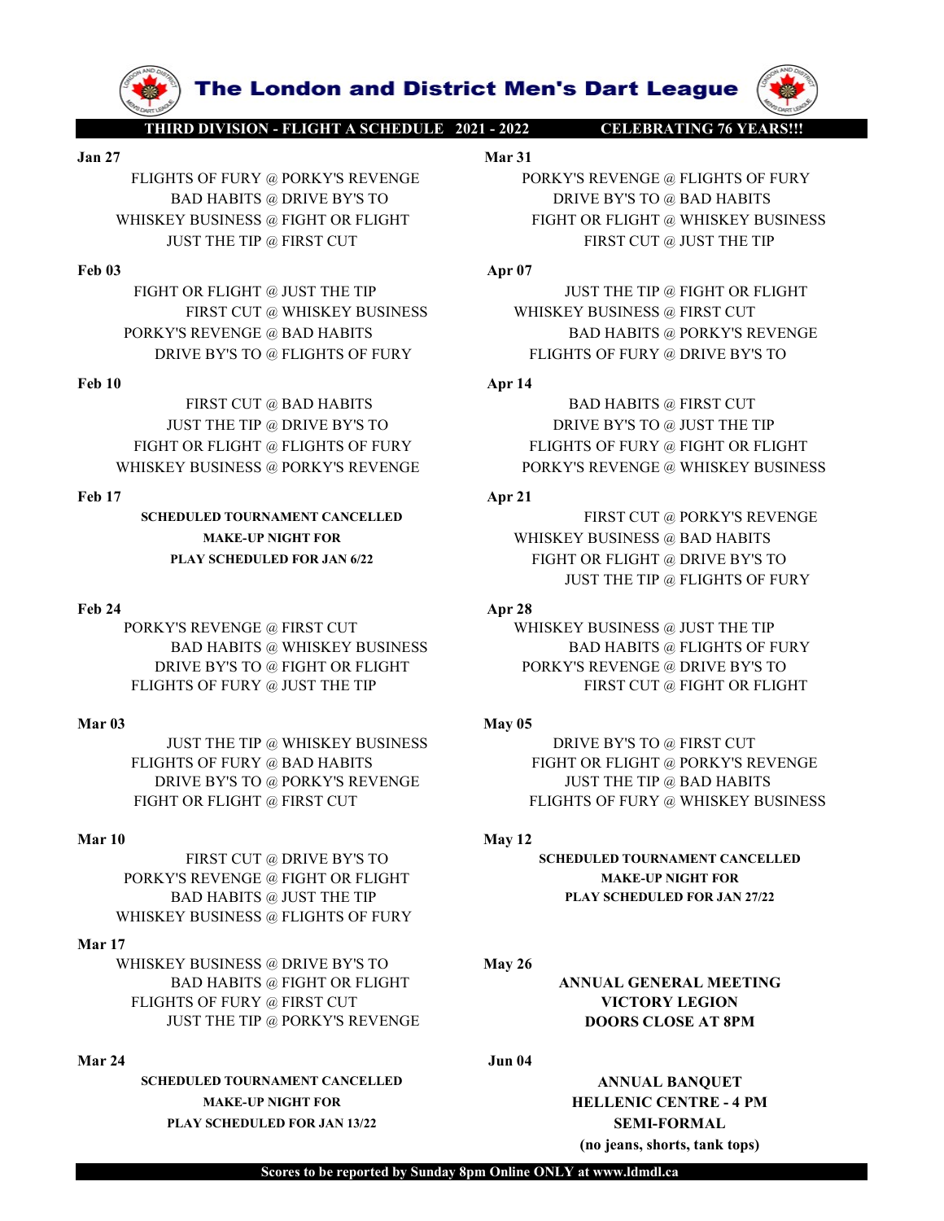# The London and District Men's Dart League

**THIRD DIVISION - FLIGHT A SCHEDULE 2021 - 2022** **CELEBRATING 76 YEARS!!!**

**Jan 27**

FLIGHTS OF FURY @ PORKY'S REVENGE
BAD HABITS @ DRIVE BY'S TO
WHISKEY BUSINESS @ FIGHT OR FLIGHT
JUST THE TIP @ FIRST CUT

**Feb 03**

FIGHT OR FLIGHT @ JUST THE TIP
FIRST CUT @ WHISKEY BUSINESS
PORKY'S REVENGE @ BAD HABITS
DRIVE BY'S TO @ FLIGHTS OF FURY

**Feb 10**

FIRST CUT @ BAD HABITS
JUST THE TIP @ DRIVE BY'S TO
FIGHT OR FLIGHT @ FLIGHTS OF FURY
WHISKEY BUSINESS @ PORKY'S REVENGE

**Feb 17**

**SCHEDULED TOURNAMENT CANCELLED**
**MAKE-UP NIGHT FOR**
**PLAY SCHEDULED FOR JAN 6/22**

**Feb 24**

PORKY'S REVENGE @ FIRST CUT
BAD HABITS @ WHISKEY BUSINESS
DRIVE BY'S TO @ FIGHT OR FLIGHT
FLIGHTS OF FURY @ JUST THE TIP

**Mar 03**

JUST THE TIP @ WHISKEY BUSINESS
FLIGHTS OF FURY @ BAD HABITS
DRIVE BY'S TO @ PORKY'S REVENGE
FIGHT OR FLIGHT @ FIRST CUT

**Mar 10**

FIRST CUT @ DRIVE BY'S TO
PORKY'S REVENGE @ FIGHT OR FLIGHT
BAD HABITS @ JUST THE TIP
WHISKEY BUSINESS @ FLIGHTS OF FURY

**Mar 17**

WHISKEY BUSINESS @ DRIVE BY'S TO
BAD HABITS @ FIGHT OR FLIGHT
FLIGHTS OF FURY @ FIRST CUT
JUST THE TIP @ PORKY'S REVENGE

**Mar 24**

**SCHEDULED TOURNAMENT CANCELLED**
**MAKE-UP NIGHT FOR**
**PLAY SCHEDULED FOR JAN 13/22**

**Mar 31**

PORKY'S REVENGE @ FLIGHTS OF FURY
DRIVE BY'S TO @ BAD HABITS
FIGHT OR FLIGHT @ WHISKEY BUSINESS
FIRST CUT @ JUST THE TIP

**Apr 07**

JUST THE TIP @ FIGHT OR FLIGHT
WHISKEY BUSINESS @ FIRST CUT
BAD HABITS @ PORKY'S REVENGE
FLIGHTS OF FURY @ DRIVE BY'S TO

**Apr 14**

BAD HABITS @ FIRST CUT
DRIVE BY'S TO @ JUST THE TIP
FLIGHTS OF FURY @ FIGHT OR FLIGHT
PORKY'S REVENGE @ WHISKEY BUSINESS

**Apr 21**

FIRST CUT @ PORKY'S REVENGE
WHISKEY BUSINESS @ BAD HABITS
FIGHT OR FLIGHT @ DRIVE BY'S TO
JUST THE TIP @ FLIGHTS OF FURY

**Apr 28**

WHISKEY BUSINESS @ JUST THE TIP
BAD HABITS @ FLIGHTS OF FURY
PORKY'S REVENGE @ DRIVE BY'S TO
FIRST CUT @ FIGHT OR FLIGHT

**May 05**

DRIVE BY'S TO @ FIRST CUT
FIGHT OR FLIGHT @ PORKY'S REVENGE
JUST THE TIP @ BAD HABITS
FLIGHTS OF FURY @ WHISKEY BUSINESS

**May 12**

**SCHEDULED TOURNAMENT CANCELLED**
**MAKE-UP NIGHT FOR**
**PLAY SCHEDULED FOR JAN 27/22**

**May 26**

**ANNUAL GENERAL MEETING**
**VICTORY LEGION**
**DOORS CLOSE AT 8PM**

**Jun 04**

**ANNUAL BANQUET**
**HELLENIC CENTRE - 4 PM**
**SEMI-FORMAL**
**(no jeans, shorts, tank tops)**

**Scores to be reported by Sunday 8pm Online ONLY at www.ldmdl.ca**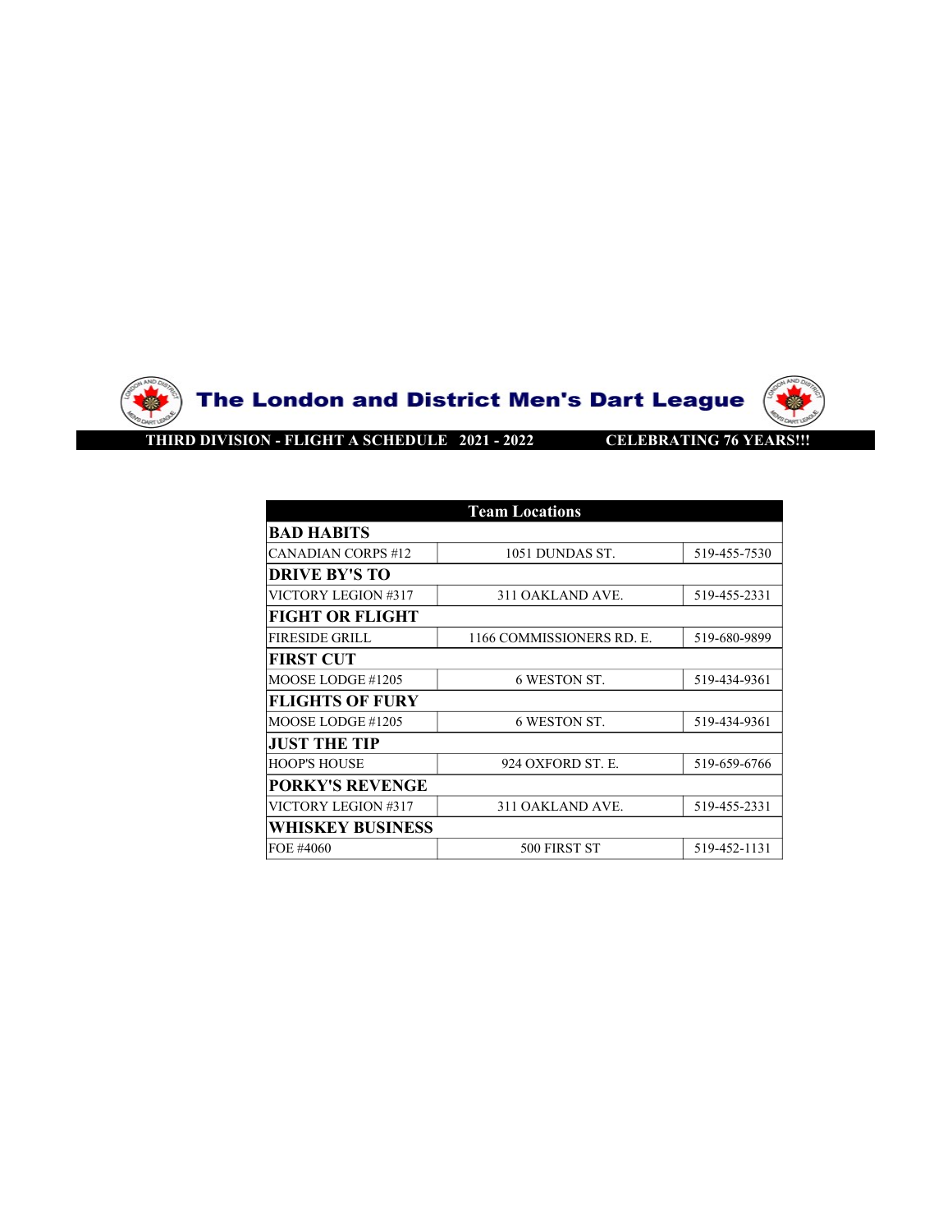# The London and District Men's Dart League

**THIRD DIVISION - FLIGHT A SCHEDULE 2021 - 2022 CELEBRATING 76 YEARS!!!**

| Team Locations | | |
|---|---|---|
| **BAD HABITS** | | |
| CANADIAN CORPS #12 | 1051 DUNDAS ST. | 519-455-7530 |
| **DRIVE BY'S TO** | | |
| VICTORY LEGION #317 | 311 OAKLAND AVE. | 519-455-2331 |
| **FIGHT OR FLIGHT** | | |
| FIRESIDE GRILL | 1166 COMMISSIONERS RD. E. | 519-680-9899 |
| **FIRST CUT** | | |
| MOOSE LODGE #1205 | 6 WESTON ST. | 519-434-9361 |
| **FLIGHTS OF FURY** | | |
| MOOSE LODGE #1205 | 6 WESTON ST. | 519-434-9361 |
| **JUST THE TIP** | | |
| HOOP'S HOUSE | 924 OXFORD ST. E. | 519-659-6766 |
| **PORKY'S REVENGE** | | |
| VICTORY LEGION #317 | 311 OAKLAND AVE. | 519-455-2331 |
| **WHISKEY BUSINESS** | | |
| FOE #4060 | 500 FIRST ST | 519-452-1131 |